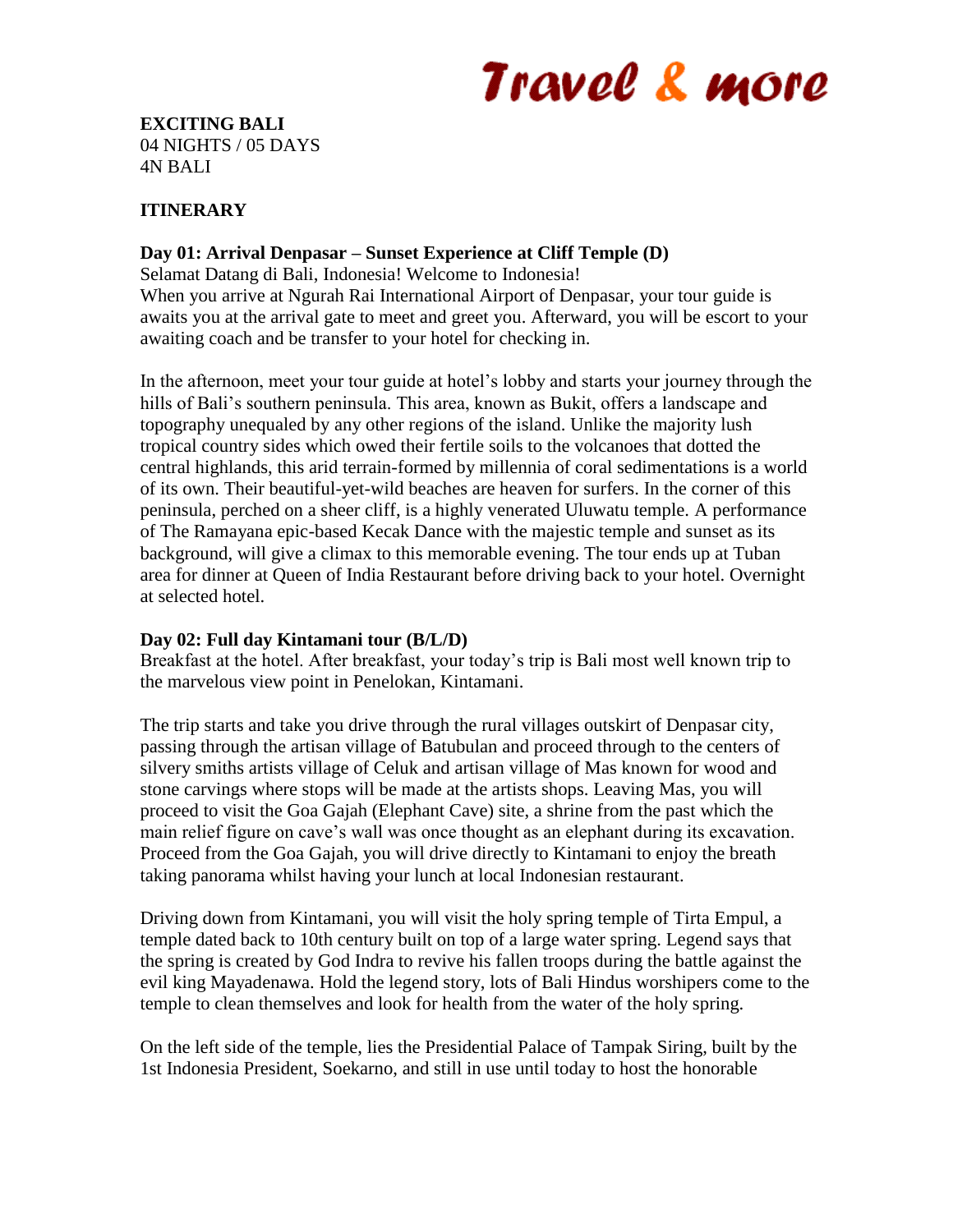# Travel & more

**EXCITING BALI**
04 NIGHTS / 05 DAYS
4N BALI

**ITINERARY**

**Day 01: Arrival Denpasar – Sunset Experience at Cliff Temple (D)**
Selamat Datang di Bali, Indonesia! Welcome to Indonesia!
When you arrive at Ngurah Rai International Airport of Denpasar, your tour guide is awaits you at the arrival gate to meet and greet you. Afterward, you will be escort to your awaiting coach and be transfer to your hotel for checking in.

In the afternoon, meet your tour guide at hotel's lobby and starts your journey through the hills of Bali's southern peninsula. This area, known as Bukit, offers a landscape and topography unequaled by any other regions of the island. Unlike the majority lush tropical country sides which owed their fertile soils to the volcanoes that dotted the central highlands, this arid terrain-formed by millennia of coral sedimentations is a world of its own. Their beautiful-yet-wild beaches are heaven for surfers. In the corner of this peninsula, perched on a sheer cliff, is a highly venerated Uluwatu temple. A performance of The Ramayana epic-based Kecak Dance with the majestic temple and sunset as its background, will give a climax to this memorable evening. The tour ends up at Tuban area for dinner at Queen of India Restaurant before driving back to your hotel. Overnight at selected hotel.

**Day 02: Full day Kintamani tour (B/L/D)**
Breakfast at the hotel. After breakfast, your today's trip is Bali most well known trip to the marvelous view point in Penelokan, Kintamani.

The trip starts and take you drive through the rural villages outskirt of Denpasar city, passing through the artisan village of Batubulan and proceed through to the centers of silvery smiths artists village of Celuk and artisan village of Mas known for wood and stone carvings where stops will be made at the artists shops. Leaving Mas, you will proceed to visit the Goa Gajah (Elephant Cave) site, a shrine from the past which the main relief figure on cave's wall was once thought as an elephant during its excavation. Proceed from the Goa Gajah, you will drive directly to Kintamani to enjoy the breath taking panorama whilst having your lunch at local Indonesian restaurant.

Driving down from Kintamani, you will visit the holy spring temple of Tirta Empul, a temple dated back to 10th century built on top of a large water spring. Legend says that the spring is created by God Indra to revive his fallen troops during the battle against the evil king Mayadenawa. Hold the legend story, lots of Bali Hindus worshipers come to the temple to clean themselves and look for health from the water of the holy spring.

On the left side of the temple, lies the Presidential Palace of Tampak Siring, built by the 1st Indonesia President, Soekarno, and still in use until today to host the honorable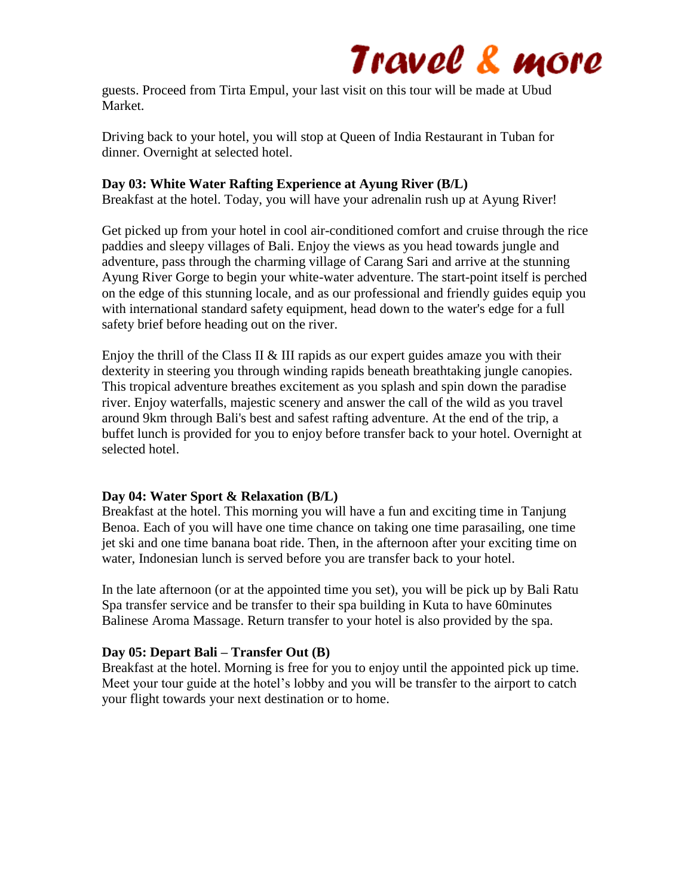guests. Proceed from Tirta Empul, your last visit on this tour will be made at Ubud Market.

Driving back to your hotel, you will stop at Queen of India Restaurant in Tuban for dinner. Overnight at selected hotel.

**Day 03: White Water Rafting Experience at Ayung River (B/L)**
Breakfast at the hotel. Today, you will have your adrenalin rush up at Ayung River!

Get picked up from your hotel in cool air-conditioned comfort and cruise through the rice paddies and sleepy villages of Bali. Enjoy the views as you head towards jungle and adventure, pass through the charming village of Carang Sari and arrive at the stunning Ayung River Gorge to begin your white-water adventure. The start-point itself is perched on the edge of this stunning locale, and as our professional and friendly guides equip you with international standard safety equipment, head down to the water's edge for a full safety brief before heading out on the river.

Enjoy the thrill of the Class II & III rapids as our expert guides amaze you with their dexterity in steering you through winding rapids beneath breathtaking jungle canopies. This tropical adventure breathes excitement as you splash and spin down the paradise river. Enjoy waterfalls, majestic scenery and answer the call of the wild as you travel around 9km through Bali's best and safest rafting adventure. At the end of the trip, a buffet lunch is provided for you to enjoy before transfer back to your hotel. Overnight at selected hotel.

**Day 04: Water Sport & Relaxation (B/L)**
Breakfast at the hotel. This morning you will have a fun and exciting time in Tanjung Benoa. Each of you will have one time chance on taking one time parasailing, one time jet ski and one time banana boat ride. Then, in the afternoon after your exciting time on water, Indonesian lunch is served before you are transfer back to your hotel.

In the late afternoon (or at the appointed time you set), you will be pick up by Bali Ratu Spa transfer service and be transfer to their spa building in Kuta to have 60minutes Balinese Aroma Massage. Return transfer to your hotel is also provided by the spa.

**Day 05: Depart Bali – Transfer Out (B)**
Breakfast at the hotel. Morning is free for you to enjoy until the appointed pick up time. Meet your tour guide at the hotel's lobby and you will be transfer to the airport to catch your flight towards your next destination or to home.